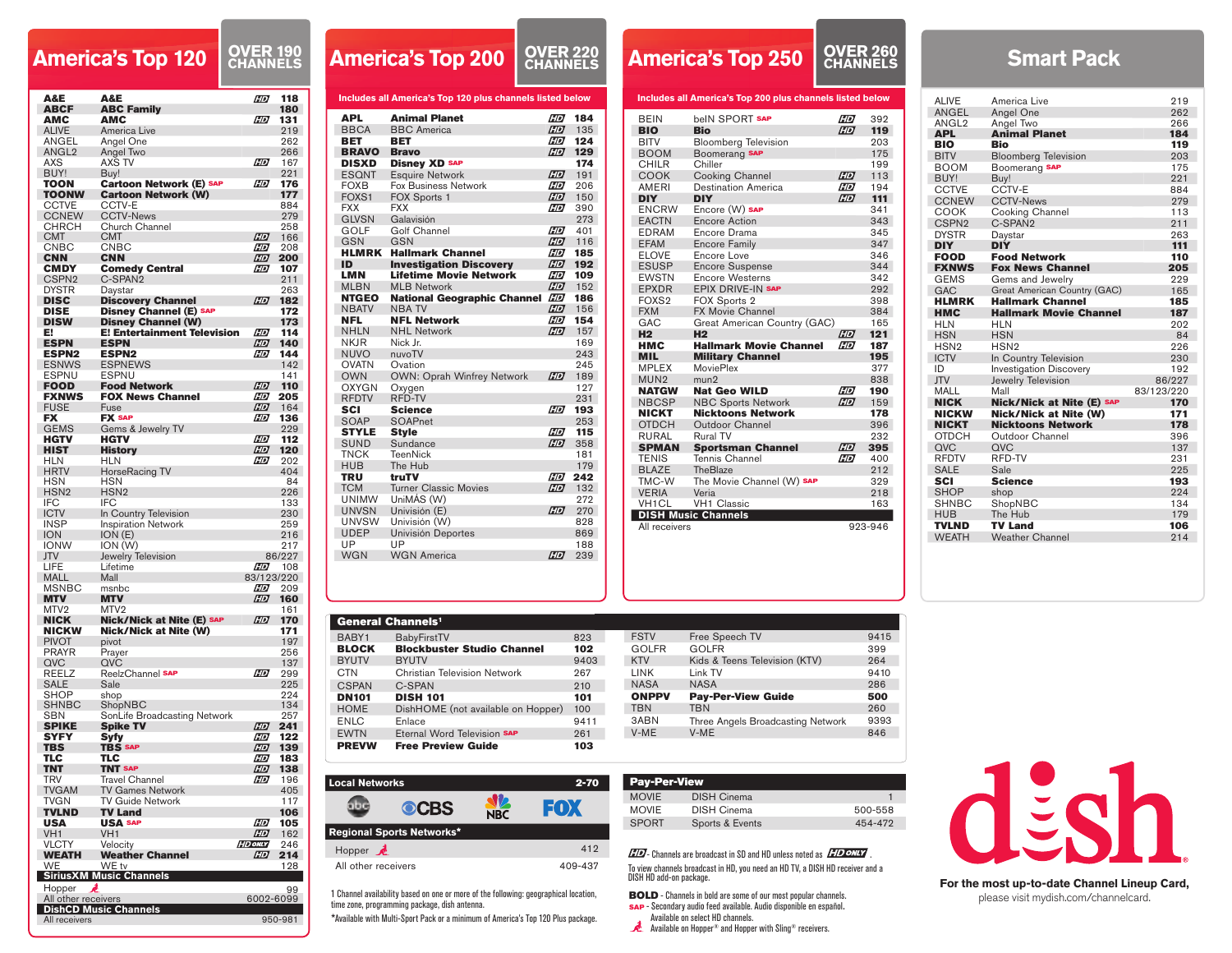## America's Top 120 — OVER 190 CHANNELS

| | | | |
|---|---|---|---|
| **A&E** | **A&E** | HD | **118** |
| **ABCF** | **ABC Family** | | **180** |
| **AMC** | **AMC** | HD | **131** |
| ALIVE | America Live | | 219 |
| ANGEL | Angel One | | 262 |
| ANGL2 | Angel Two | | 266 |
| AXS | AXS TV | HD | 167 |
| BUY! | Buy! | | 221 |
| **TOON** | **Cartoon Network (E)** SAP | HD | **176** |
| **TOONW** | **Cartoon Network (W)** | | **177** |
| CCTVE | CCTV-E | | 884 |
| CCNEW | CCTV-News | | 279 |
| CHRCH | Church Channel | | 258 |
| CMT | CMT | HD | 166 |
| CNBC | CNBC | HD | 208 |
| **CNN** | **CNN** | HD | **200** |
| **CMDY** | **Comedy Central** | HD | **107** |
| CSPN2 | C-SPAN2 | | 211 |
| DYSTR | Daystar | | 263 |
| **DISC** | **Discovery Channel** | HD | **182** |
| **DISE** | **Disney Channel (E)** SAP | | **172** |
| **DISW** | **Disney Channel (W)** | | **173** |
| **E!** | **E! Entertainment Television** | HD | **114** |
| **ESPN** | **ESPN** | HD | **140** |
| **ESPN2** | **ESPN2** | HD | **144** |
| ESNWS | ESPNEWS | | 142 |
| ESPNU | ESPNU | | 141 |
| **FOOD** | **Food Network** | HD | **110** |
| **FXNWS** | **FOX News Channel** | HD | **205** |
| FUSE | Fuse | HD | 164 |
| **FX** | **FX** SAP | HD | **136** |
| GEMS | Gems & Jewelry TV | | 229 |
| **HGTV** | **HGTV** | HD | **112** |
| **HIST** | **History** | HD | **120** |
| HLN | HLN | HD | 202 |
| HRTV | HorseRacing TV | | 404 |
| HSN | HSN | | 84 |
| HSN2 | HSN2 | | 226 |
| IFC | IFC | | 133 |
| ICTV | In Country Television | | 230 |
| INSP | Inspiration Network | | 259 |
| ION | ION (E) | | 216 |
| IONW | ION (W) | | 217 |
| JTV | Jewelry Television | | 86/227 |
| LIFE | Lifetime | HD | 108 |
| MALL | Mall | | 83/123/220 |
| MSNBC | msnbc | HD | 209 |
| **MTV** | **MTV** | HD | **160** |
| MTV2 | MTV2 | | 161 |
| **NICK** | **Nick/Nick at Nite (E)** SAP | HD | **170** |
| **NICKW** | **Nick/Nick at Nite (W)** | | **171** |
| PIVOT | pivot | | 197 |
| PRAYR | Prayer | | 256 |
| QVC | QVC | | 137 |
| REELZ | ReelzChannel SAP | HD | 299 |
| SALE | Sale | | 225 |
| SHOP | shop | | 224 |
| SHNBC | ShopNBC | | 134 |
| SBN | SonLife Broadcasting Network | | 257 |
| **SPIKE** | **Spike TV** | HD | **241** |
| **SYFY** | **Syfy** | HD | **122** |
| **TBS** | **TBS** SAP | HD | **139** |
| **TLC** | **TLC** | HD | **183** |
| **TNT** | **TNT** SAP | HD | **138** |
| TRV | Travel Channel | HD | 196 |
| TVGAM | TV Games Network | | 405 |
| TVGN | TV Guide Network | | 117 |
| **TVLND** | **TV Land** | | **106** |
| **USA** | **USA** SAP | HD | **105** |
| VH1 | VH1 | HD | 162 |
| VLCTY | Velocity | HD ONLY | 246 |
| **WEATH** | **Weather Channel** | HD | **214** |
| WE | WE tv | | 128 |

**SiriusXM Music Channels**

| | |
|---|---|
| Hopper | 99 |
| All other receivers | 6002-6099 |

**DishCD Music Channels**

| | |
|---|---|
| All receivers | 950-981 |

## America's Top 200 — OVER 220 CHANNELS

Includes all America's Top 120 plus channels listed below

| | | | |
|---|---|---|---|
| **APL** | **Animal Planet** | HD | **184** |
| BBCA | BBC America | HD | 135 |
| **BET** | **BET** | HD | **124** |
| **BRAVO** | **Bravo** | HD | **129** |
| **DISXD** | **Disney XD** SAP | | **174** |
| ESQNT | Esquire Network | HD | 191 |
| FOXB | FOX Business Network | HD | 206 |
| FOXS1 | FOX Sports 1 | HD | 150 |
| FXX | FXX | HD | 390 |
| GLVSN | Galavisión | | 273 |
| GOLF | Golf Channel | HD | 401 |
| GSN | GSN | HD | 116 |
| **HLMRK** | **Hallmark Channel** | HD | **185** |
| **ID** | **Investigation Discovery** | HD | **192** |
| **LMN** | **Lifetime Movie Network** | HD | **109** |
| MLBN | MLB Network | HD | 152 |
| **NTGEO** | **National Geographic Channel** | HD | **186** |
| NBATV | NBA TV | HD | 156 |
| **NFL** | **NFL Network** | HD | **154** |
| NHLN | NHL Network | HD | 157 |
| NKJR | Nick Jr. | | 169 |
| NUVO | nuvoTV | | 243 |
| OVATN | Ovation | | 245 |
| OWN | OWN: Oprah Winfrey Network | HD | 189 |
| OXYGN | Oxygen | | 127 |
| RFDTV | RFD-TV | | 231 |
| **SCI** | **Science** | HD | **193** |
| SOAP | SOAPnet | | 253 |
| **STYLE** | **Style** | HD | **115** |
| SUND | Sundance | HD | 358 |
| TNCK | TeenNick | | 181 |
| HUB | The Hub | | 179 |
| **TRU** | **truTV** | HD | **242** |
| TCM | Turner Classic Movies | HD | 132 |
| UNIMW | UniMÁS (W) | | 272 |
| UNVSN | Univisión (E) | HD | 270 |
| UNVSW | Univisión (W) | | 828 |
| UDEP | Univisión Deportes | | 869 |
| UP | UP | | 188 |
| WGN | WGN America | HD | 239 |

## America's Top 250 — OVER 260 CHANNELS

Includes all America's Top 200 plus channels listed below

| | | | |
|---|---|---|---|
| BEIN | beIN SPORT SAP | HD | 392 |
| **BIO** | **Bio** | HD | **119** |
| BITV | Bloomberg Television | | 203 |
| BOOM | Boomerang SAP | | 175 |
| CHILR | Chiller | | 199 |
| COOK | Cooking Channel | HD | 113 |
| AMERI | Destination America | HD | 194 |
| **DIY** | **DIY** | HD | **111** |
| ENCRW | Encore (W) SAP | | 341 |
| EACTN | Encore Action | | 343 |
| EDRAM | Encore Drama | | 345 |
| EFAM | Encore Family | | 347 |
| ELOVE | Encore Love | | 346 |
| ESUSP | Encore Suspense | | 344 |
| EWSTN | Encore Westerns | | 342 |
| EPXDR | EPIX DRIVE-IN SAP | | 292 |
| FOXS2 | FOX Sports 2 | | 398 |
| FXM | FX Movie Channel | | 384 |
| GAC | Great American Country (GAC) | | 165 |
| **H2** | **H2** | HD | **121** |
| **HMC** | **Hallmark Movie Channel** | HD | **187** |
| **MIL** | **Military Channel** | | **195** |
| MPLEX | MoviePlex | | 377 |
| MUN2 | mun2 | | 838 |
| **NATGW** | **Nat Geo WILD** | HD | **190** |
| NBCSP | NBC Sports Network | HD | 159 |
| **NICKT** | **Nicktoons Network** | | **178** |
| OTDCH | Outdoor Channel | | 396 |
| RURAL | Rural TV | | 232 |
| **SPMAN** | **Sportsman Channel** | HD | **395** |
| TENIS | Tennis Channel | HD | 400 |
| BLAZE | TheBlaze | | 212 |
| TMC-W | The Movie Channel (W) SAP | | 329 |
| VERIA | Veria | | 218 |
| VH1CL | VH1 Classic | | 163 |

**DISH Music Channels**

| | |
|---|---|
| All receivers | 923-946 |

## Smart Pack

| | | |
|---|---|---|
| ALIVE | America Live | 219 |
| ANGEL | Angel One | 262 |
| ANGL2 | Angel Two | 266 |
| **APL** | **Animal Planet** | **184** |
| **BIO** | **Bio** | **119** |
| BITV | Bloomberg Television | 203 |
| BOOM | Boomerang SAP | 175 |
| BUY! | Buy! | 221 |
| CCTVE | CCTV-E | 884 |
| CCNEW | CCTV-News | 279 |
| COOK | Cooking Channel | 113 |
| CSPN2 | C-SPAN2 | 211 |
| DYSTR | Daystar | 263 |
| **DIY** | **DIY** | **111** |
| **FOOD** | **Food Network** | **110** |
| **FXNWS** | **Fox News Channel** | **205** |
| GEMS | Gems and Jewelry | 229 |
| GAC | Great American Country (GAC) | 165 |
| **HLMRK** | **Hallmark Channel** | **185** |
| **HMC** | **Hallmark Movie Channel** | **187** |
| HLN | HLN | 202 |
| HSN | HSN | 84 |
| HSN2 | HSN2 | 226 |
| ICTV | In Country Television | 230 |
| ID | Investigation Discovery | 192 |
| JTV | Jewelry Television | 86/227 |
| MALL | Mall | 83/123/220 |
| **NICK** | **Nick/Nick at Nite (E)** SAP | **170** |
| **NICKW** | **Nick/Nick at Nite (W)** | **171** |
| **NICKT** | **Nicktoons Network** | **178** |
| OTDCH | Outdoor Channel | 396 |
| QVC | QVC | 137 |
| RFDTV | RFD-TV | 231 |
| SALE | Sale | 225 |
| **SCI** | **Science** | **193** |
| SHOP | shop | 224 |
| SHNBC | ShopNBC | 134 |
| HUB | The Hub | 179 |
| **TVLND** | **TV Land** | **106** |
| WEATH | Weather Channel | 214 |

## General Channels[1]

| | | |
|---|---|---|
| BABY1 | BabyFirstTV | 823 |
| **BLOCK** | **Blockbuster Studio Channel** | **102** |
| BYUTV | BYUTV | 9403 |
| CTN | Christian Television Network | 267 |
| CSPAN | C-SPAN | 210 |
| **DN101** | **DISH 101** | **101** |
| HOME | DishHOME (not available on Hopper) | 100 |
| ENLC | Enlace | 9411 |
| EWTN | Eternal Word Television SAP | 261 |
| **PREVW** | **Free Preview Guide** | **103** |
| FSTV | Free Speech TV | 9415 |
| GOLFR | GOLFR | 399 |
| KTV | Kids & Teens Television (KTV) | 264 |
| LINK | Link TV | 9410 |
| NASA | NASA | 286 |
| **ONPPV** | **Pay-Per-View Guide** | **500** |
| TBN | TBN | 260 |
| 3ABN | Three Angels Broadcasting Network | 9393 |
| V-ME | V-ME | 846 |

## Local Networks — 2-70

abc · CBS · NBC · FOX

## Regional Sports Networks*

| | |
|---|---|
| Hopper | 412 |
| All other receivers | 409-437 |

## Pay-Per-View

| | | |
|---|---|---|
| MOVIE | DISH Cinema | 1 |
| MOVIE | DISH Cinema | 500-558 |
| SPORT | Sports & Events | 454-472 |

[1] Channel availability based on one or more of the following: geographical location, time zone, programming package, dish antenna.

*Available with Multi-Sport Pack or a minimum of America's Top 120 Plus package.

HD - Channels are broadcast in SD and HD unless noted as HD ONLY.

To view channels broadcast in HD, you need an HD TV, a DISH HD receiver and a DISH HD add-on package.

**BOLD** - Channels in bold are some of our most popular channels.

SAP - Secondary audio feed available. Audio disponible en español. Available on select HD channels.

Available on Hopper® and Hopper with Sling® receivers.

dish

**For the most up-to-date Channel Lineup Card,** please visit mydish.com/channelcard.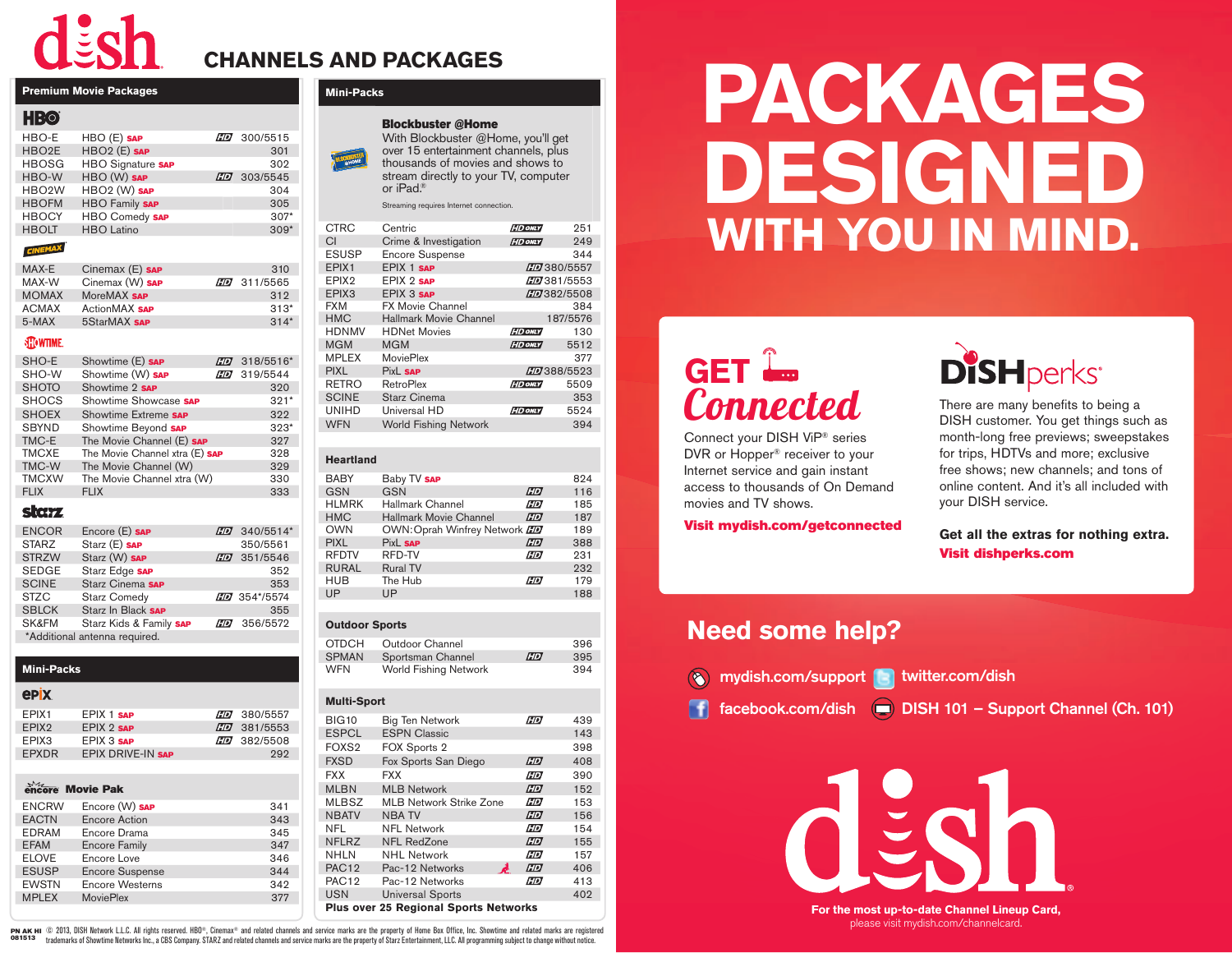# dish CHANNELS AND PACKAGES

## Premium Movie Packages

### HBO

| | | | |
|---|---|---|---|
| HBO-E | HBO (E) SAP | HD | 300/5515 |
| HBO2E | HBO2 (E) SAP | | 301 |
| HBOSG | HBO Signature SAP | | 302 |
| HBO-W | HBO (W) SAP | HD | 303/5545 |
| HBO2W | HBO2 (W) SAP | | 304 |
| HBOFM | HBO Family SAP | | 305 |
| HBOCY | HBO Comedy SAP | | 307* |
| HBOLT | HBO Latino | | 309* |

### CINEMAX

| | | | |
|---|---|---|---|
| MAX-E | Cinemax (E) SAP | | 310 |
| MAX-W | Cinemax (W) SAP | HD | 311/5565 |
| MOMAX | MoreMAX SAP | | 312 |
| ACMAX | ActionMAX SAP | | 313* |
| 5-MAX | 5StarMAX SAP | | 314* |

### SHOWTIME

| | | | |
|---|---|---|---|
| SHO-E | Showtime (E) SAP | HD | 318/5516* |
| SHO-W | Showtime (W) SAP | HD | 319/5544 |
| SHOTO | Showtime 2 SAP | | 320 |
| SHOCS | Showtime Showcase SAP | | 321* |
| SHOEX | Showtime Extreme SAP | | 322 |
| SBYND | Showtime Beyond SAP | | 323* |
| TMC-E | The Movie Channel (E) SAP | | 327 |
| TMCXE | The Movie Channel xtra (E) SAP | | 328 |
| TMC-W | The Movie Channel (W) | | 329 |
| TMCXW | The Movie Channel xtra (W) | | 330 |
| FLIX | FLIX | | 333 |

### starz

| | | | |
|---|---|---|---|
| ENCOR | Encore (E) SAP | HD | 340/5514* |
| STARZ | Starz (E) SAP | | 350/5561 |
| STRZW | Starz (W) SAP | HD | 351/5546 |
| SEDGE | Starz Edge SAP | | 352 |
| SCINE | Starz Cinema SAP | | 353 |
| STZC | Starz Comedy | HD | 354*/5574 |
| SBLCK | Starz In Black SAP | | 355 |
| SK&FM | Starz Kids & Family SAP | HD | 356/5572 |

*Additional antenna required.

## Mini-Packs

### epix

| | | | |
|---|---|---|---|
| EPIX1 | EPIX 1 SAP | HD | 380/5557 |
| EPIX2 | EPIX 2 SAP | HD | 381/5553 |
| EPIX3 | EPIX 3 SAP | HD | 382/5508 |
| EPXDR | EPIX DRIVE-IN SAP | | 292 |

### encore Movie Pak

| | | |
|---|---|---|
| ENCRW | Encore (W) SAP | 341 |
| EACTN | Encore Action | 343 |
| EDRAM | Encore Drama | 345 |
| EFAM | Encore Family | 347 |
| ELOVE | Encore Love | 346 |
| ESUSP | Encore Suspense | 344 |
| EWSTN | Encore Westerns | 342 |
| MPLEX | MoviePlex | 377 |

## Mini-Packs

### Blockbuster @Home

With Blockbuster @Home, you'll get over 15 entertainment channels, plus thousands of movies and shows to stream directly to your TV, computer or iPad.®

Streaming requires Internet connection.

| | | | |
|---|---|---|---|
| CTRC | Centric | HD ONLY | 251 |
| CI | Crime & Investigation | HD ONLY | 249 |
| ESUSP | Encore Suspense | | 344 |
| EPIX1 | EPIX 1 SAP | HD | 380/5557 |
| EPIX2 | EPIX 2 SAP | HD | 381/5553 |
| EPIX3 | EPIX 3 SAP | HD | 382/5508 |
| FXM | FX Movie Channel | | 384 |
| HMC | Hallmark Movie Channel | | 187/5576 |
| HDNMV | HDNet Movies | HD ONLY | 130 |
| MGM | MGM | HD ONLY | 5512 |
| MPLEX | MoviePlex | | 377 |
| PIXL | PixL SAP | HD | 388/5523 |
| RETRO | RetroPlex | HD ONLY | 5509 |
| SCINE | Starz Cinema | | 353 |
| UNIHD | Universal HD | HD ONLY | 5524 |
| WFN | World Fishing Network | | 394 |

### Heartland

| | | | |
|---|---|---|---|
| BABY | Baby TV SAP | | 824 |
| GSN | GSN | HD | 116 |
| HLMRK | Hallmark Channel | HD | 185 |
| HMC | Hallmark Movie Channel | HD | 187 |
| OWN | OWN:Oprah Winfrey Network | HD | 189 |
| PIXL | PixL SAP | HD | 388 |
| RFDTV | RFD-TV | HD | 231 |
| RURAL | Rural TV | | 232 |
| HUB | The Hub | HD | 179 |
| UP | UP | | 188 |

### Outdoor Sports

| | | | |
|---|---|---|---|
| OTDCH | Outdoor Channel | | 396 |
| SPMAN | Sportsman Channel | HD | 395 |
| WFN | World Fishing Network | | 394 |

### Multi-Sport

| | | | |
|---|---|---|---|
| BIG10 | Big Ten Network | HD | 439 |
| ESPCL | ESPN Classic | | 143 |
| FOXS2 | FOX Sports 2 | | 398 |
| FXSD | Fox Sports San Diego | HD | 408 |
| FXX | FXX | HD | 390 |
| MLBN | MLB Network | HD | 152 |
| MLBSZ | MLB Network Strike Zone | HD | 153 |
| NBATV | NBA TV | HD | 156 |
| NFL | NFL Network | HD | 154 |
| NFLRZ | NFL RedZone | HD | 155 |
| NHLN | NHL Network | HD | 157 |
| PAC12 | Pac-12 Networks | HD | 406 |
| PAC12 | Pac-12 Networks | HD | 413 |
| USN | Universal Sports | | 402 |

**Plus over 25 Regional Sports Networks**

# PACKAGES DESIGNED WITH YOU IN MIND.

## GET Connected

Connect your DISH ViP® series DVR or Hopper® receiver to your Internet service and gain instant access to thousands of On Demand movies and TV shows.

**Visit mydish.com/getconnected**

## DISHperks®

There are many benefits to being a DISH customer. You get things such as month-long free previews; sweepstakes for trips, HDTVs and more; exclusive free shows; new channels; and tons of online content. And it's all included with your DISH service.

**Get all the extras for nothing extra.**

**Visit dishperks.com**

## Need some help?

- mydish.com/support
- twitter.com/dish
- facebook.com/dish
- DISH 101 – Support Channel (Ch. 101)

dish®

**For the most up-to-date Channel Lineup Card,** please visit mydish.com/channelcard.

PN AK HI 081513 © 2013, DISH Network L.L.C. All rights reserved. HBO®, Cinemax® and related channels and service marks are the property of Home Box Office, Inc. Showtime and related marks are registered trademarks of Showtime Networks Inc., a CBS Company. STARZ and related channels and service marks are the property of Starz Entertainment, LLC. All programming subject to change without notice.